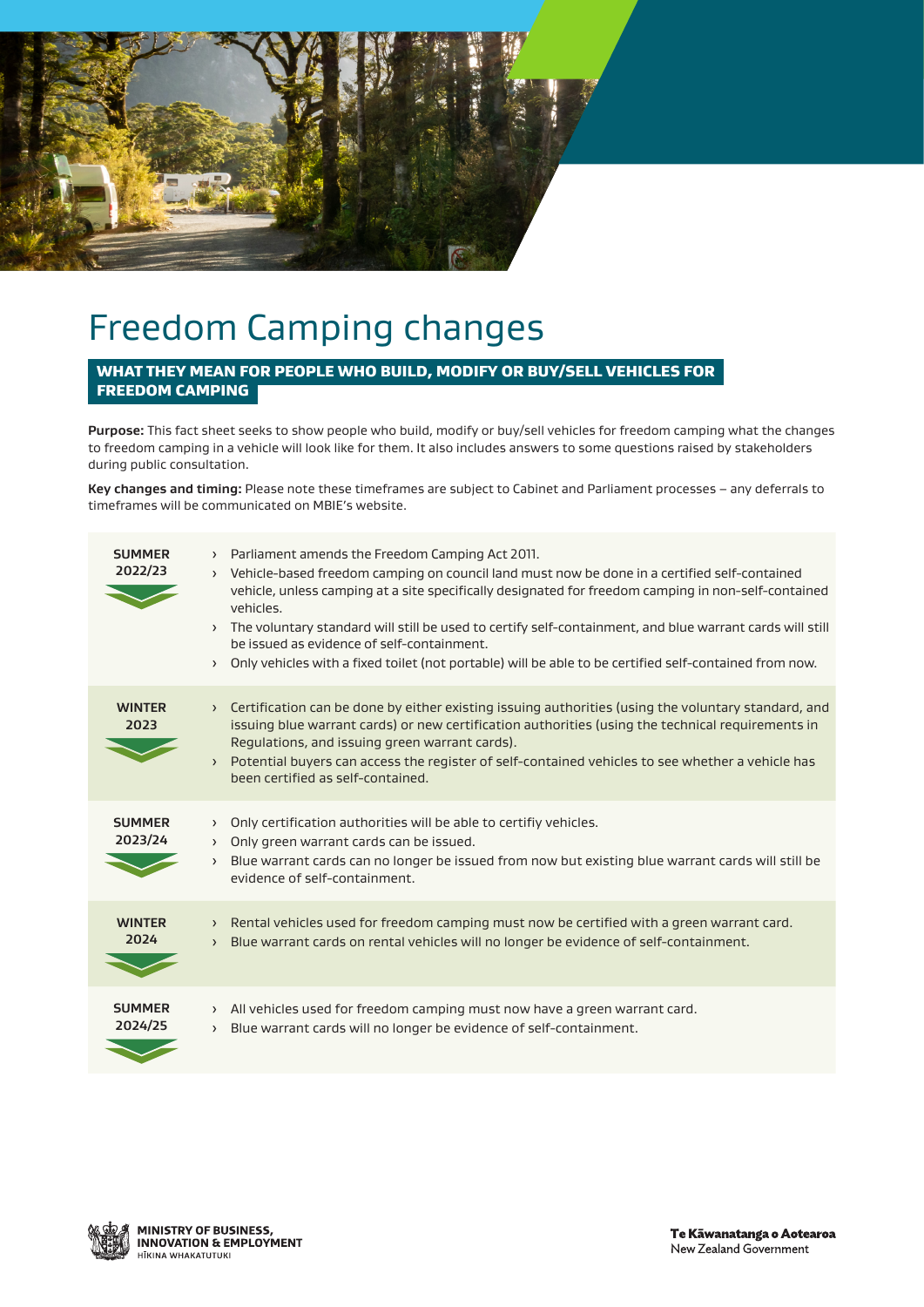# Freedom Camping changes

## WHAT THEY MEAN FOR PEOPLE WHO BUILD, MODIFY OR BUY/SELL VEHICLES FOR FREEDOM CAMPING

**Purpose:** This fact sheet seeks to show people who build, modify or buy/sell vehicles for freedom camping what the changes to freedom camping in a vehicle will look like for them. It also includes answers to some questions raised by stakeholders during public consultation.

**Key changes and timing:** Please note these timeframes are subject to Cabinet and Parliament processes – any deferrals to timeframes will be communicated on MBIE's website.

| Timing | Changes |
|---|---|
| **SUMMER 2022/23** | › Parliament amends the Freedom Camping Act 2011.<br>› Vehicle-based freedom camping on council land must now be done in a certified self-contained vehicle, unless camping at a site specifically designated for freedom camping in non-self-contained vehicles.<br>› The voluntary standard will still be used to certify self-containment, and blue warrant cards will still be issued as evidence of self-containment.<br>› Only vehicles with a fixed toilet (not portable) will be able to be certified self-contained from now. |
| **WINTER 2023** | › Certification can be done by either existing issuing authorities (using the voluntary standard, and issuing blue warrant cards) or new certification authorities (using the technical requirements in Regulations, and issuing green warrant cards).<br>› Potential buyers can access the register of self-contained vehicles to see whether a vehicle has been certified as self-contained. |
| **SUMMER 2023/24** | › Only certification authorities will be able to certifiy vehicles.<br>› Only green warrant cards can be issued.<br>› Blue warrant cards can no longer be issued from now but existing blue warrant cards will still be evidence of self-containment. |
| **WINTER 2024** | › Rental vehicles used for freedom camping must now be certified with a green warrant card.<br>› Blue warrant cards on rental vehicles will no longer be evidence of self-containment. |
| **SUMMER 2024/25** | › All vehicles used for freedom camping must now have a green warrant card.<br>› Blue warrant cards will no longer be evidence of self-containment. |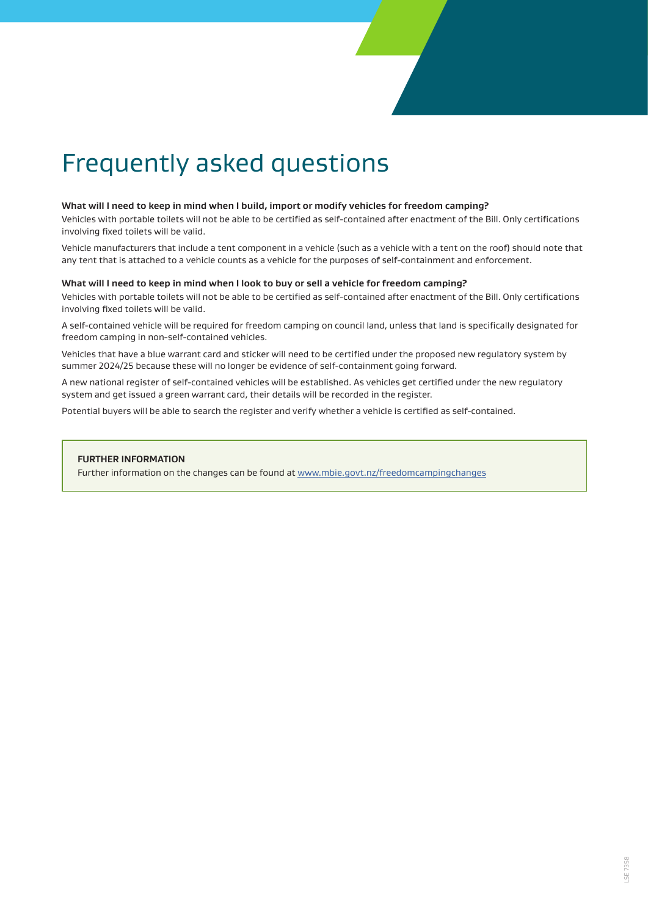# Frequently asked questions

**What will I need to keep in mind when I build, import or modify vehicles for freedom camping?**

Vehicles with portable toilets will not be able to be certified as self-contained after enactment of the Bill. Only certifications involving fixed toilets will be valid.

Vehicle manufacturers that include a tent component in a vehicle (such as a vehicle with a tent on the roof) should note that any tent that is attached to a vehicle counts as a vehicle for the purposes of self-containment and enforcement.

**What will I need to keep in mind when I look to buy or sell a vehicle for freedom camping?**

Vehicles with portable toilets will not be able to be certified as self-contained after enactment of the Bill. Only certifications involving fixed toilets will be valid.

A self-contained vehicle will be required for freedom camping on council land, unless that land is specifically designated for freedom camping in non-self-contained vehicles.

Vehicles that have a blue warrant card and sticker will need to be certified under the proposed new regulatory system by summer 2024/25 because these will no longer be evidence of self-containment going forward.

A new national register of self-contained vehicles will be established. As vehicles get certified under the new regulatory system and get issued a green warrant card, their details will be recorded in the register.

Potential buyers will be able to search the register and verify whether a vehicle is certified as self-contained.

**FURTHER INFORMATION**

Further information on the changes can be found at www.mbie.govt.nz/freedomcampingchanges

LSE 7358